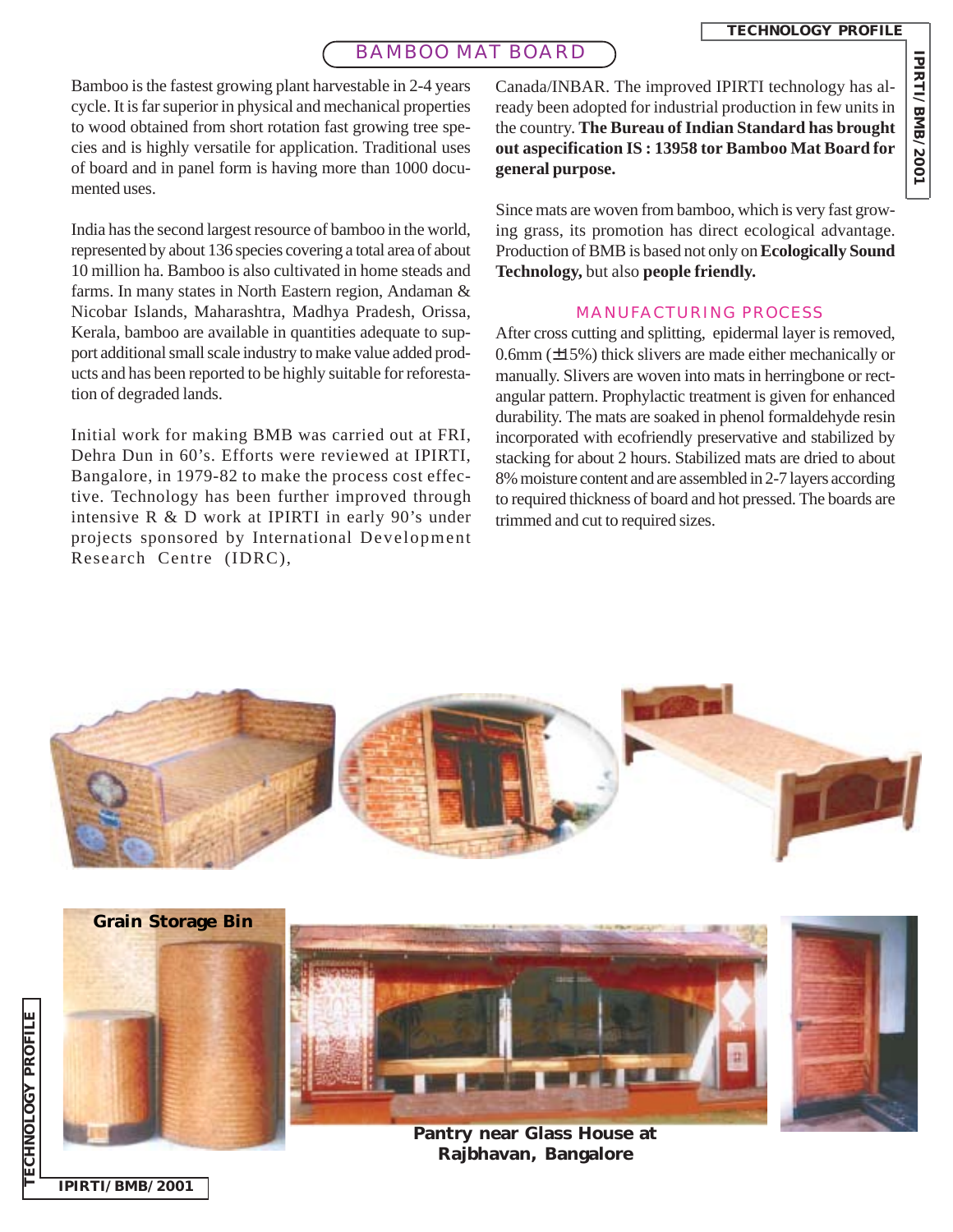# BAMBOO MAT BOARD

Bamboo is the fastest growing plant harvestable in 2-4 years cycle. It is far superior in physical and mechanical properties to wood obtained from short rotation fast growing tree species and is highly versatile for application. Traditional uses of board and in panel form is having more than 1000 documented uses.

India has the second largest resource of bamboo in the world, represented by about 136 species covering a total area of about 10 million ha. Bamboo is also cultivated in home steads and farms. In many states in North Eastern region, Andaman & Nicobar Islands, Maharashtra, Madhya Pradesh, Orissa, Kerala, bamboo are available in quantities adequate to support additional small scale industry to make value added products and has been reported to be highly suitable for reforestation of degraded lands.

Initial work for making BMB was carried out at FRI, Dehra Dun in 60's. Efforts were reviewed at IPIRTI, Bangalore, in 1979-82 to make the process cost effective. Technology has been further improved through intensive R & D work at IPIRTI in early 90's under projects sponsored by International Development Research Centre (IDRC), Canada/INBAR. The improved IPIRTI technology has already been adopted for industrial production in few units in the country. **The Bureau of Indian Standard has brought out aspecification IS : 13958 tor Bamboo Mat Board for general purpose.**

Since mats are woven from bamboo, which is very fast growing grass, its promotion has direct ecological advantage. Production of BMB is based not only on **Ecologically Sound Technology,** but also **people friendly.**

## MANUFACTURING PROCESS

After cross cutting and splitting, epidermal layer is removed, 0.6mm (±15%) thick slivers are made either mechanically or manually. Slivers are woven into mats in herringbone or rectangular pattern. Prophylactic treatment is given for enhanced durability. The mats are soaked in phenol formaldehyde resin incorporated with ecofriendly preservative and stabilized by stacking for about 2 hours. Stabilized mats are dried to about 8% moisture content and are assembled in 2-7 layers according to required thickness of board and hot pressed. The boards are trimmed and cut to required sizes.

**Grain Storage Bin**

**Pantry near Glass House at Rajbhavan, Bangalore**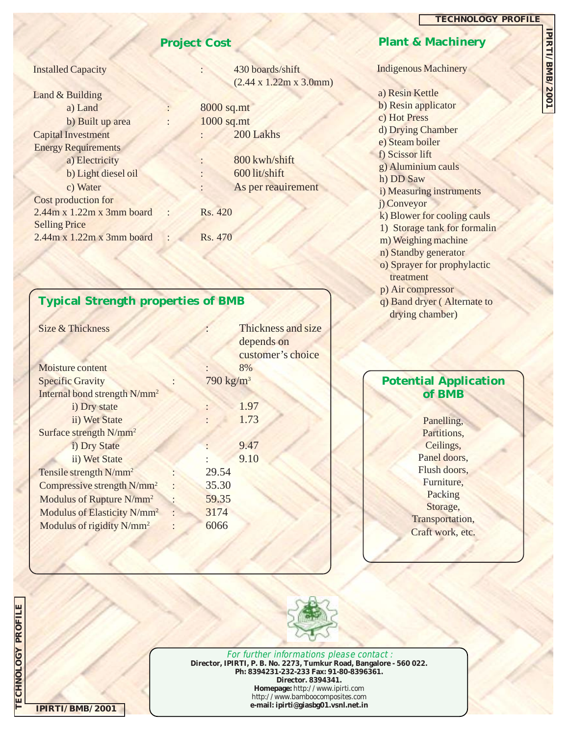## Project Cost

| | |
|---|---|
| Installed Capacity | 430 boards/shift (2.44 x 1.22m x 3.0mm) |
| Land & Building | |
| a) Land | 8000 sq.mt |
| b) Built up area | 1000 sq.mt |
| Capital Investment | 200 Lakhs |
| Energy Requirements | |
| a) Electricity | 800 kwh/shift |
| b) Light diesel oil | 600 lit/shift |
| c) Water | As per reauirement |
| Cost production for 2.44m x 1.22m x 3mm board | Rs. 420 |
| Selling Price 2.44m x 1.22m x 3mm board | Rs. 470 |

## Typical Strength properties of BMB

| | |
|---|---|
| Size & Thickness | Thickness and size depends on customer's choice |
| Moisture content | 8% |
| Specific Gravity | 790 kg/m$^3$ |
| Internal bond strength N/mm$^2$ | |
| i) Dry state | 1.97 |
| ii) Wet State | 1.73 |
| Surface strength N/mm$^2$ | |
| i) Dry State | 9.47 |
| ii) Wet State | 9.10 |
| Tensile strength N/mm$^2$ | 29.54 |
| Compressive strength N/mm$^2$ | 35.30 |
| Modulus of Rupture N/mm$^2$ | 59.35 |
| Modulus of Elasticity N/mm$^2$ | 3174 |
| Modulus of rigidity N/mm$^2$ | 6066 |

## Plant & Machinery

Indigenous Machinery

a) Resin Kettle
b) Resin applicator
c) Hot Press
d) Drying Chamber
e) Steam boiler
f) Scissor lift
g) Aluminium cauls
h) DD Saw
i) Measuring instruments
j) Conveyor
k) Blower for cooling cauls
1) Storage tank for formalin
m) Weighing machine
n) Standby generator
o) Sprayer for prophylactic treatment
p) Air compressor
q) Band dryer ( Alternate to drying chamber)

## Potential Application of BMB

Panelling,
Partitions,
Ceilings,
Panel doors,
Flush doors,
Furniture,
Packing
Storage,
Transportation,
Craft work, etc.

*For further informations please contact :*
**Director, IPIRTI, P. B. No. 2273, Tumkur Road, Bangalore - 560 022.**
**Ph: 8394231-232-233 Fax: 91-80-8396361.**
**Director. 8394341.**
**Homepage:** http://www.ipirti.com
http://www.bamboocomposites.com
**e-mail: ipirti@giasbg01.vsnl.net.in**